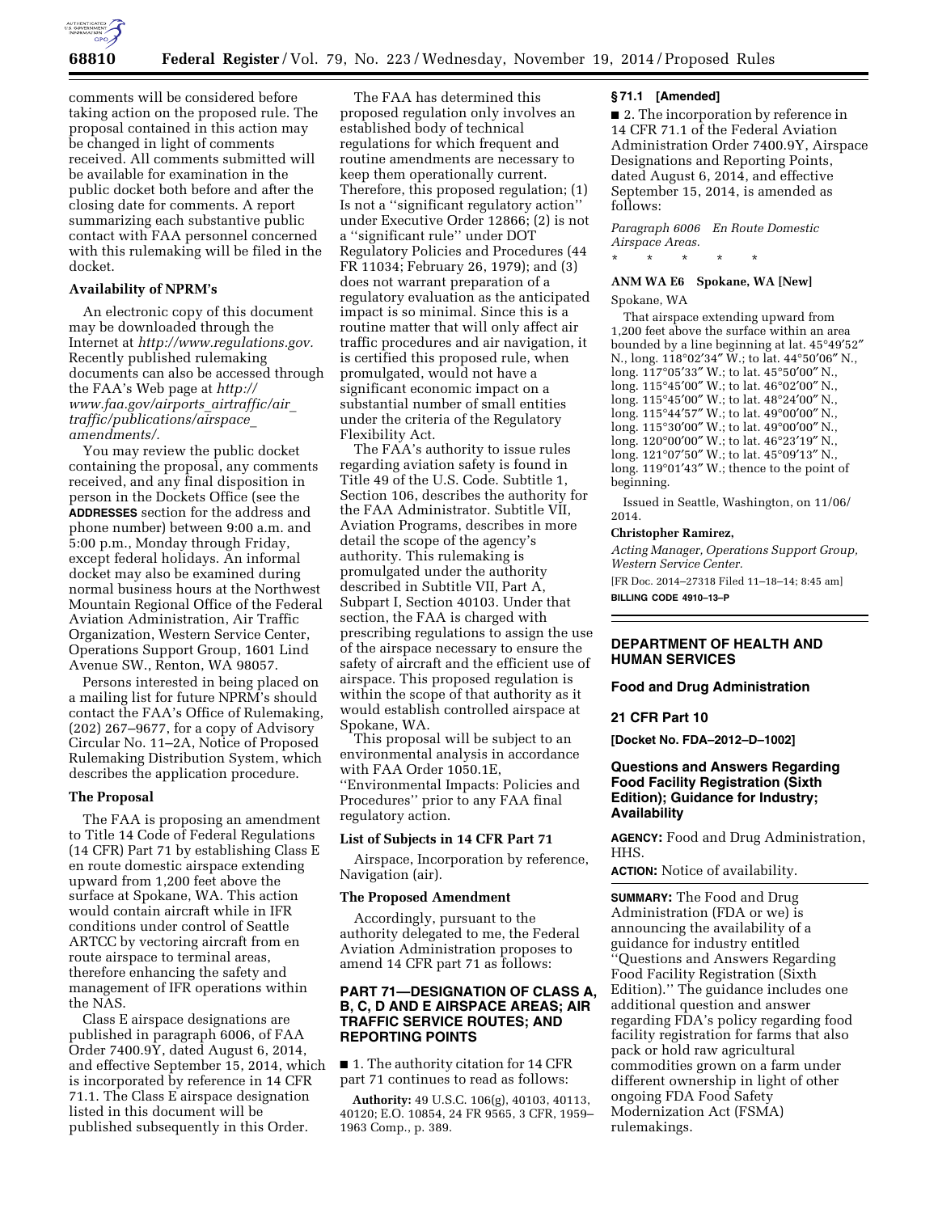comments will be considered before taking action on the proposed rule. The proposal contained in this action may be changed in light of comments received. All comments submitted will be available for examination in the public docket both before and after the closing date for comments. A report summarizing each substantive public contact with FAA personnel concerned with this rulemaking will be filed in the docket.

### Availability of NPRM's

An electronic copy of this document may be downloaded through the Internet at *http://www.regulations.gov.* Recently published rulemaking documents can also be accessed through the FAA's Web page at *http://www.faa.gov/airports_airtraffic/air_traffic/publications/airspace_amendments/.*

You may review the public docket containing the proposal, any comments received, and any final disposition in person in the Dockets Office (see the **ADDRESSES** section for the address and phone number) between 9:00 a.m. and 5:00 p.m., Monday through Friday, except federal holidays. An informal docket may also be examined during normal business hours at the Northwest Mountain Regional Office of the Federal Aviation Administration, Air Traffic Organization, Western Service Center, Operations Support Group, 1601 Lind Avenue SW., Renton, WA 98057.

Persons interested in being placed on a mailing list for future NPRM's should contact the FAA's Office of Rulemaking, (202) 267–9677, for a copy of Advisory Circular No. 11–2A, Notice of Proposed Rulemaking Distribution System, which describes the application procedure.

### The Proposal

The FAA is proposing an amendment to Title 14 Code of Federal Regulations (14 CFR) Part 71 by establishing Class E en route domestic airspace extending upward from 1,200 feet above the surface at Spokane, WA. This action would contain aircraft while in IFR conditions under control of Seattle ARTCC by vectoring aircraft from en route airspace to terminal areas, therefore enhancing the safety and management of IFR operations within the NAS.

Class E airspace designations are published in paragraph 6006, of FAA Order 7400.9Y, dated August 6, 2014, and effective September 15, 2014, which is incorporated by reference in 14 CFR 71.1. The Class E airspace designation listed in this document will be published subsequently in this Order.

The FAA has determined this proposed regulation only involves an established body of technical regulations for which frequent and routine amendments are necessary to keep them operationally current. Therefore, this proposed regulation; (1) Is not a ''significant regulatory action'' under Executive Order 12866; (2) is not a ''significant rule'' under DOT Regulatory Policies and Procedures (44 FR 11034; February 26, 1979); and (3) does not warrant preparation of a regulatory evaluation as the anticipated impact is so minimal. Since this is a routine matter that will only affect air traffic procedures and air navigation, it is certified this proposed rule, when promulgated, would not have a significant economic impact on a substantial number of small entities under the criteria of the Regulatory Flexibility Act.

The FAA's authority to issue rules regarding aviation safety is found in Title 49 of the U.S. Code. Subtitle 1, Section 106, describes the authority for the FAA Administrator. Subtitle VII, Aviation Programs, describes in more detail the scope of the agency's authority. This rulemaking is promulgated under the authority described in Subtitle VII, Part A, Subpart I, Section 40103. Under that section, the FAA is charged with prescribing regulations to assign the use of the airspace necessary to ensure the safety of aircraft and the efficient use of airspace. This proposed regulation is within the scope of that authority as it would establish controlled airspace at Spokane, WA.

This proposal will be subject to an environmental analysis in accordance with FAA Order 1050.1E, ''Environmental Impacts: Policies and Procedures'' prior to any FAA final regulatory action.

### List of Subjects in 14 CFR Part 71

Airspace, Incorporation by reference, Navigation (air).

### The Proposed Amendment

Accordingly, pursuant to the authority delegated to me, the Federal Aviation Administration proposes to amend 14 CFR part 71 as follows:

### PART 71—DESIGNATION OF CLASS A, B, C, D AND E AIRSPACE AREAS; AIR TRAFFIC SERVICE ROUTES; AND REPORTING POINTS

■ 1. The authority citation for 14 CFR part 71 continues to read as follows:

**Authority:** 49 U.S.C. 106(g), 40103, 40113, 40120; E.O. 10854, 24 FR 9565, 3 CFR, 1959–1963 Comp., p. 389.

### § 71.1 [Amended]

■ 2. The incorporation by reference in 14 CFR 71.1 of the Federal Aviation Administration Order 7400.9Y, Airspace Designations and Reporting Points, dated August 6, 2014, and effective September 15, 2014, is amended as follows:

*Paragraph 6006 En Route Domestic Airspace Areas.*

\* \* \* \* \*

**ANM WA E6 Spokane, WA [New]**

Spokane, WA

That airspace extending upward from 1,200 feet above the surface within an area bounded by a line beginning at lat. 45°49′52″ N., long. 118°02′34″ W.; to lat. 45°50′06″ N., long. 117°05′33″ W.; to lat. 45°50′00″ N., long. 115°45′00″ W.; to lat. 46°02′00″ N., long. 115°45′00″ W.; to lat. 48°24′00″ N., long. 115°44′57″ W.; to lat. 49°00′00″ N., long. 115°30′00″ W.; to lat. 49°00′00″ N., long. 120°00′00″ W.; to lat. 46°23′19″ N., long. 121°07′50″ W.; to lat. 45°09′13″ N., long. 119°01′43″ W.; thence to the point of beginning.

Issued in Seattle, Washington, on 11/06/2014.

**Christopher Ramirez,**

*Acting Manager, Operations Support Group, Western Service Center.*

[FR Doc. 2014–27318 Filed 11–18–14; 8:45 am]

**BILLING CODE 4910–13–P**

## DEPARTMENT OF HEALTH AND HUMAN SERVICES

### Food and Drug Administration

### 21 CFR Part 10

**[Docket No. FDA–2012–D–1002]**

### Questions and Answers Regarding Food Facility Registration (Sixth Edition); Guidance for Industry; Availability

**AGENCY:** Food and Drug Administration, HHS.

**ACTION:** Notice of availability.

**SUMMARY:** The Food and Drug Administration (FDA or we) is announcing the availability of a guidance for industry entitled ''Questions and Answers Regarding Food Facility Registration (Sixth Edition).'' The guidance includes one additional question and answer regarding FDA's policy regarding food facility registration for farms that also pack or hold raw agricultural commodities grown on a farm under different ownership in light of other ongoing FDA Food Safety Modernization Act (FSMA) rulemakings.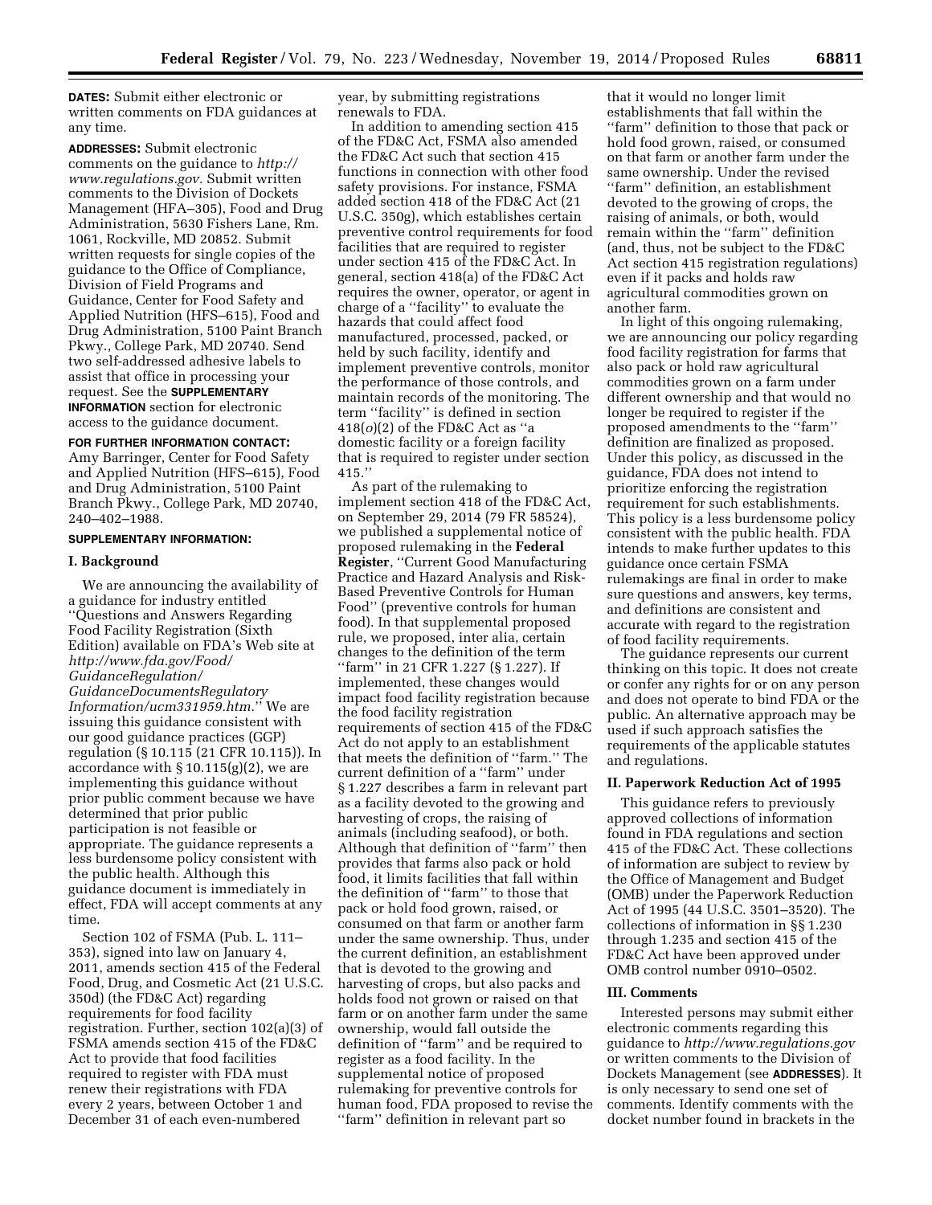**DATES:** Submit either electronic or written comments on FDA guidances at any time.

**ADDRESSES:** Submit electronic comments on the guidance to *http://www.regulations.gov.* Submit written comments to the Division of Dockets Management (HFA–305), Food and Drug Administration, 5630 Fishers Lane, Rm. 1061, Rockville, MD 20852. Submit written requests for single copies of the guidance to the Office of Compliance, Division of Field Programs and Guidance, Center for Food Safety and Applied Nutrition (HFS–615), Food and Drug Administration, 5100 Paint Branch Pkwy., College Park, MD 20740. Send two self-addressed adhesive labels to assist that office in processing your request. See the **SUPPLEMENTARY INFORMATION** section for electronic access to the guidance document.

**FOR FURTHER INFORMATION CONTACT:** Amy Barringer, Center for Food Safety and Applied Nutrition (HFS–615), Food and Drug Administration, 5100 Paint Branch Pkwy., College Park, MD 20740, 240–402–1988.

**SUPPLEMENTARY INFORMATION:**

## I. Background

We are announcing the availability of a guidance for industry entitled ''Questions and Answers Regarding Food Facility Registration (Sixth Edition) available on FDA's Web site at *http://www.fda.gov/Food/GuidanceRegulation/GuidanceDocumentsRegulatoryInformation/ucm331959.htm.*'' We are issuing this guidance consistent with our good guidance practices (GGP) regulation (§ 10.115 (21 CFR 10.115)). In accordance with § 10.115(g)(2), we are implementing this guidance without prior public comment because we have determined that prior public participation is not feasible or appropriate. The guidance represents a less burdensome policy consistent with the public health. Although this guidance document is immediately in effect, FDA will accept comments at any time.

Section 102 of FSMA (Pub. L. 111–353), signed into law on January 4, 2011, amends section 415 of the Federal Food, Drug, and Cosmetic Act (21 U.S.C. 350d) (the FD&C Act) regarding requirements for food facility registration. Further, section 102(a)(3) of FSMA amends section 415 of the FD&C Act to provide that food facilities required to register with FDA must renew their registrations with FDA every 2 years, between October 1 and December 31 of each even-numbered year, by submitting registrations renewals to FDA.

In addition to amending section 415 of the FD&C Act, FSMA also amended the FD&C Act such that section 415 functions in connection with other food safety provisions. For instance, FSMA added section 418 of the FD&C Act (21 U.S.C. 350g), which establishes certain preventive control requirements for food facilities that are required to register under section 415 of the FD&C Act. In general, section 418(a) of the FD&C Act requires the owner, operator, or agent in charge of a ''facility'' to evaluate the hazards that could affect food manufactured, processed, packed, or held by such facility, identify and implement preventive controls, monitor the performance of those controls, and maintain records of the monitoring. The term ''facility'' is defined in section 418(*o*)(2) of the FD&C Act as ''a domestic facility or a foreign facility that is required to register under section 415.''

As part of the rulemaking to implement section 418 of the FD&C Act, on September 29, 2014 (79 FR 58524), we published a supplemental notice of proposed rulemaking in the **Federal Register**, ''Current Good Manufacturing Practice and Hazard Analysis and Risk-Based Preventive Controls for Human Food'' (preventive controls for human food). In that supplemental proposed rule, we proposed, inter alia, certain changes to the definition of the term ''farm'' in 21 CFR 1.227 (§ 1.227). If implemented, these changes would impact food facility registration because the food facility registration requirements of section 415 of the FD&C Act do not apply to an establishment that meets the definition of ''farm.'' The current definition of a ''farm'' under § 1.227 describes a farm in relevant part as a facility devoted to the growing and harvesting of crops, the raising of animals (including seafood), or both. Although that definition of ''farm'' then provides that farms also pack or hold food, it limits facilities that fall within the definition of ''farm'' to those that pack or hold food grown, raised, or consumed on that farm or another farm under the same ownership. Thus, under the current definition, an establishment that is devoted to the growing and harvesting of crops, but also packs and holds food not grown or raised on that farm or on another farm under the same ownership, would fall outside the definition of ''farm'' and be required to register as a food facility. In the supplemental notice of proposed rulemaking for preventive controls for human food, FDA proposed to revise the ''farm'' definition in relevant part so that it would no longer limit establishments that fall within the ''farm'' definition to those that pack or hold food grown, raised, or consumed on that farm or another farm under the same ownership. Under the revised ''farm'' definition, an establishment devoted to the growing of crops, the raising of animals, or both, would remain within the ''farm'' definition (and, thus, not be subject to the FD&C Act section 415 registration regulations) even if it packs and holds raw agricultural commodities grown on another farm.

In light of this ongoing rulemaking, we are announcing our policy regarding food facility registration for farms that also pack or hold raw agricultural commodities grown on a farm under different ownership and that would no longer be required to register if the proposed amendments to the ''farm'' definition are finalized as proposed. Under this policy, as discussed in the guidance, FDA does not intend to prioritize enforcing the registration requirement for such establishments. This policy is a less burdensome policy consistent with the public health. FDA intends to make further updates to this guidance once certain FSMA rulemakings are final in order to make sure questions and answers, key terms, and definitions are consistent and accurate with regard to the registration of food facility requirements.

The guidance represents our current thinking on this topic. It does not create or confer any rights for or on any person and does not operate to bind FDA or the public. An alternative approach may be used if such approach satisfies the requirements of the applicable statutes and regulations.

## II. Paperwork Reduction Act of 1995

This guidance refers to previously approved collections of information found in FDA regulations and section 415 of the FD&C Act. These collections of information are subject to review by the Office of Management and Budget (OMB) under the Paperwork Reduction Act of 1995 (44 U.S.C. 3501–3520). The collections of information in §§ 1.230 through 1.235 and section 415 of the FD&C Act have been approved under OMB control number 0910–0502.

## III. Comments

Interested persons may submit either electronic comments regarding this guidance to *http://www.regulations.gov* or written comments to the Division of Dockets Management (see **ADDRESSES**). It is only necessary to send one set of comments. Identify comments with the docket number found in brackets in the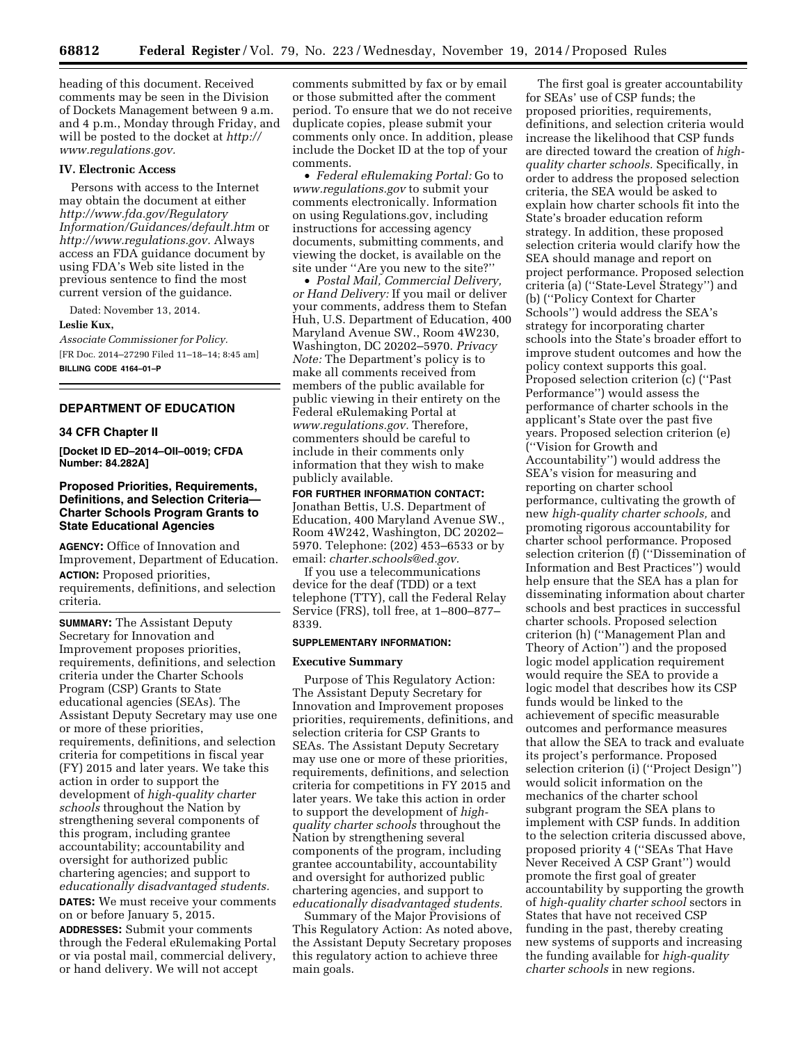heading of this document. Received comments may be seen in the Division of Dockets Management between 9 a.m. and 4 p.m., Monday through Friday, and will be posted to the docket at *http://www.regulations.gov.*

### IV. Electronic Access

Persons with access to the Internet may obtain the document at either *http://www.fda.gov/RegulatoryInformation/Guidances/default.htm* or *http://www.regulations.gov.* Always access an FDA guidance document by using FDA's Web site listed in the previous sentence to find the most current version of the guidance.

Dated: November 13, 2014.

**Leslie Kux,**

*Associate Commissioner for Policy.*

[FR Doc. 2014–27290 Filed 11–18–14; 8:45 am]

**BILLING CODE 4164–01–P**

## DEPARTMENT OF EDUCATION

### 34 CFR Chapter II

**[Docket ID ED–2014–OII–0019; CFDA Number: 84.282A]**

### Proposed Priorities, Requirements, Definitions, and Selection Criteria—Charter Schools Program Grants to State Educational Agencies

**AGENCY:** Office of Innovation and Improvement, Department of Education.

**ACTION:** Proposed priorities, requirements, definitions, and selection criteria.

**SUMMARY:** The Assistant Deputy Secretary for Innovation and Improvement proposes priorities, requirements, definitions, and selection criteria under the Charter Schools Program (CSP) Grants to State educational agencies (SEAs). The Assistant Deputy Secretary may use one or more of these priorities, requirements, definitions, and selection criteria for competitions in fiscal year (FY) 2015 and later years. We take this action in order to support the development of *high-quality charter schools* throughout the Nation by strengthening several components of this program, including grantee accountability; accountability and oversight for authorized public chartering agencies; and support to *educationally disadvantaged students.*

**DATES:** We must receive your comments on or before January 5, 2015.

**ADDRESSES:** Submit your comments through the Federal eRulemaking Portal or via postal mail, commercial delivery, or hand delivery. We will not accept comments submitted by fax or by email or those submitted after the comment period. To ensure that we do not receive duplicate copies, please submit your comments only once. In addition, please include the Docket ID at the top of your comments.

- *Federal eRulemaking Portal:* Go to *www.regulations.gov* to submit your comments electronically. Information on using Regulations.gov, including instructions for accessing agency documents, submitting comments, and viewing the docket, is available on the site under "Are you new to the site?"
- *Postal Mail, Commercial Delivery, or Hand Delivery:* If you mail or deliver your comments, address them to Stefan Huh, U.S. Department of Education, 400 Maryland Avenue SW., Room 4W230, Washington, DC 20202–5970. *Privacy Note:* The Department's policy is to make all comments received from members of the public available for public viewing in their entirety on the Federal eRulemaking Portal at *www.regulations.gov.* Therefore, commenters should be careful to include in their comments only information that they wish to make publicly available.

**FOR FURTHER INFORMATION CONTACT:** Jonathan Bettis, U.S. Department of Education, 400 Maryland Avenue SW., Room 4W242, Washington, DC 20202–5970. Telephone: (202) 453–6533 or by email: *charter.schools@ed.gov.*

If you use a telecommunications device for the deaf (TDD) or a text telephone (TTY), call the Federal Relay Service (FRS), toll free, at 1–800–877–8339.

**SUPPLEMENTARY INFORMATION:**

**Executive Summary**

Purpose of This Regulatory Action: The Assistant Deputy Secretary for Innovation and Improvement proposes priorities, requirements, definitions, and selection criteria for CSP Grants to SEAs. The Assistant Deputy Secretary may use one or more of these priorities, requirements, definitions, and selection criteria for competitions in FY 2015 and later years. We take this action in order to support the development of *high-quality charter schools* throughout the Nation by strengthening several components of the program, including grantee accountability, accountability and oversight for authorized public chartering agencies, and support to *educationally disadvantaged students.*

Summary of the Major Provisions of This Regulatory Action: As noted above, the Assistant Deputy Secretary proposes this regulatory action to achieve three main goals.

The first goal is greater accountability for SEAs' use of CSP funds; the proposed priorities, requirements, definitions, and selection criteria would increase the likelihood that CSP funds are directed toward the creation of *high-quality charter schools.* Specifically, in order to address the proposed selection criteria, the SEA would be asked to explain how charter schools fit into the State's broader education reform strategy. In addition, these proposed selection criteria would clarify how the SEA should manage and report on project performance. Proposed selection criteria (a) ("State-Level Strategy") and (b) ("Policy Context for Charter Schools") would address the SEA's strategy for incorporating charter schools into the State's broader effort to improve student outcomes and how the policy context supports this goal. Proposed selection criterion (c) ("Past Performance") would assess the performance of charter schools in the applicant's State over the past five years. Proposed selection criterion (e) ("Vision for Growth and Accountability") would address the SEA's vision for measuring and reporting on charter school performance, cultivating the growth of new *high-quality charter schools,* and promoting rigorous accountability for charter school performance. Proposed selection criterion (f) ("Dissemination of Information and Best Practices") would help ensure that the SEA has a plan for disseminating information about charter schools and best practices in successful charter schools. Proposed selection criterion (h) ("Management Plan and Theory of Action") and the proposed logic model application requirement would require the SEA to provide a logic model that describes how its CSP funds would be linked to the achievement of specific measurable outcomes and performance measures that allow the SEA to track and evaluate its project's performance. Proposed selection criterion (i) ("Project Design") would solicit information on the mechanics of the charter school subgrant program the SEA plans to implement with CSP funds. In addition to the selection criteria discussed above, proposed priority 4 ("SEAs That Have Never Received A CSP Grant") would promote the first goal of greater accountability by supporting the growth of *high-quality charter school* sectors in States that have not received CSP funding in the past, thereby creating new systems of supports and increasing the funding available for *high-quality charter schools* in new regions.